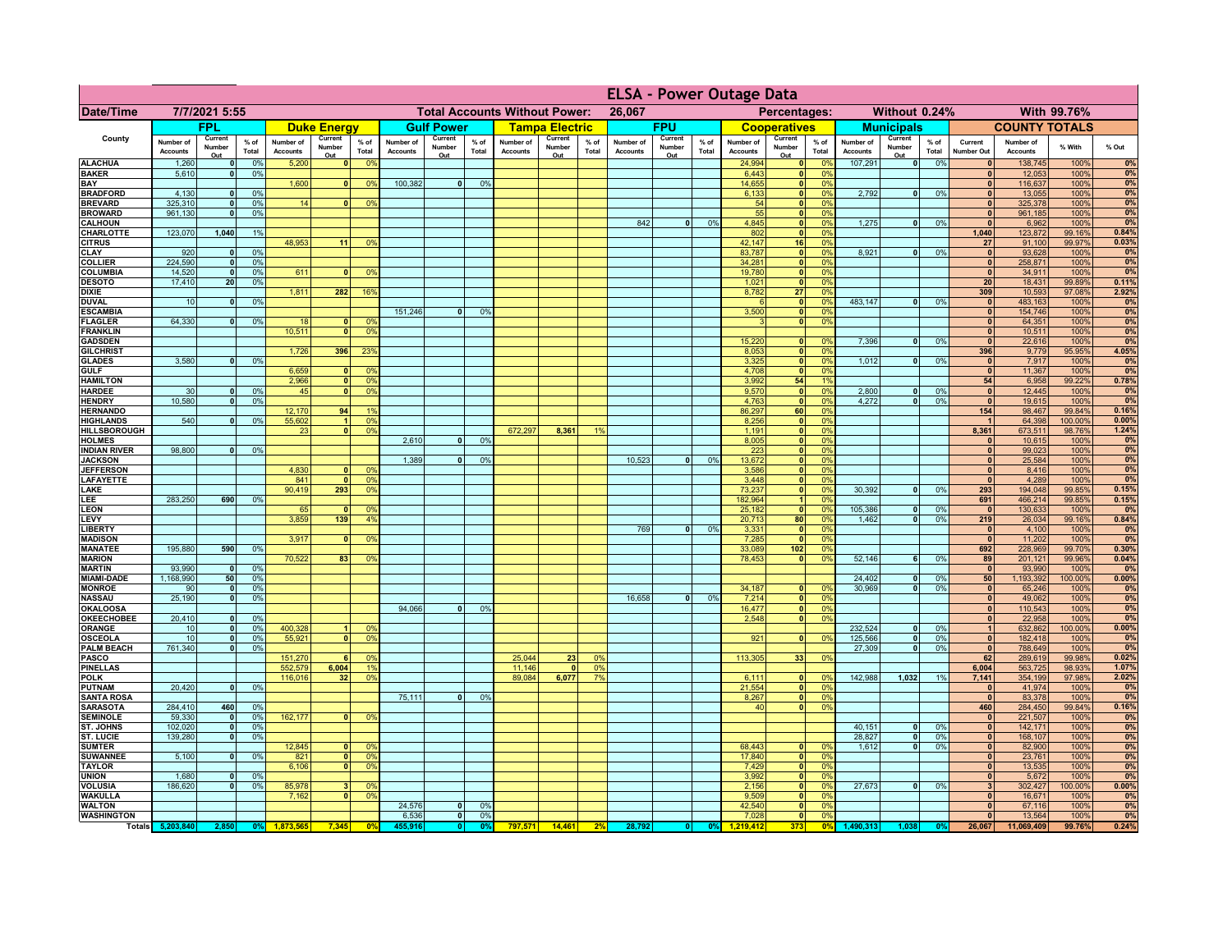# ELSA - Power Outage Data

| Date/Time | 7/7/2021 5:55 | | | | | | | Total Accounts Without Power: | | | 26,067 | | | | | Percentages: | | | Without 0.24% | | | | With 99.76% | | |
|---|---|---|---|---|---|---|---|---|---|---|---|---|---|---|---|---|---|---|---|---|---|---|---|---|---|
| County | FPL | | | Duke Energy | | | Gulf Power | | | Tampa Electric | | | FPU | | | Cooperatives | | | Municipals | | | COUNTY TOTALS | | | |
| | Number of Accounts | Current Number Out | % of Total | Number of Accounts | Current Number Out | % of Total | Number of Accounts | Current Number Out | % of Total | Number of Accounts | Current Number Out | % of Total | Number of Accounts | Current Number Out | % of Total | Number of Accounts | Current Number Out | % of Total | Number of Accounts | Current Number Out | % of Total | Current Number Out | Number of Accounts | % With | % Out |
| ALACHUA | 1,260 | 0 | 0% | 5,200 | 0 | 0% | | | | | | | | | | 24,994 | 0 | 0% | 107,291 | 0 | 0% | 0 | 138,745 | 100% | 0% |
| BAKER | 5,610 | 0 | 0% | | | | | | | | | | | | | 6,443 | 0 | 0% | | | | 0 | 12,053 | 100% | 0% |
| BAY | | | | 1,600 | 0 | 0% | 100,382 | 0 | 0% | | | | | | | 14,655 | 0 | 0% | | | | 0 | 116,637 | 100% | 0% |
| BRADFORD | 4,130 | 0 | 0% | | | | | | | | | | | | | 6,133 | 0 | 0% | 2,792 | 0 | 0% | 0 | 13,055 | 100% | 0% |
| BREVARD | 325,310 | 0 | 0% | 14 | 0 | 0% | | | | | | | | | | 54 | 0 | 0% | | | | 0 | 325,378 | 100% | 0% |
| BROWARD | 961,130 | 0 | 0% | | | | | | | | | | | | | 55 | 0 | 0% | | | | 0 | 961,185 | 100% | 0% |
| CALHOUN | | | | | | | | | | | | | 842 | 0 | 0% | 4,845 | 0 | 0% | 1,275 | 0 | 0% | 0 | 6,962 | 100% | 0% |
| CHARLOTTE | 123,070 | 1,040 | 1% | | | | | | | | | | | | | 802 | 0 | 0% | | | | 1,040 | 123,872 | 99.16% | 0.84% |
| CITRUS | | | | 48,953 | 11 | 0% | | | | | | | | | | 42,147 | 16 | 0% | | | | 27 | 91,100 | 99.97% | 0.03% |
| CLAY | 920 | 0 | 0% | | | | | | | | | | | | | 83,787 | 0 | 0% | 8,921 | 0 | 0% | 0 | 93,628 | 100% | 0% |
| COLLIER | 224,590 | 0 | 0% | | | | | | | | | | | | | 34,281 | 0 | 0% | | | | 0 | 258,871 | 100% | 0% |
| COLUMBIA | 14,520 | 0 | 0% | 611 | 0 | 0% | | | | | | | | | | 19,780 | 0 | 0% | | | | 0 | 34,911 | 100% | 0% |
| DESOTO | 17,410 | 20 | 0% | | | | | | | | | | | | | 1,021 | 0 | 0% | | | | 20 | 18,431 | 99.89% | 0.11% |
| DIXIE | | | | 1,811 | 282 | 16% | | | | | | | | | | 8,782 | 27 | 0% | | | | 309 | 10,593 | 97.08% | 2.92% |
| DUVAL | 10 | 0 | 0% | | | | | | | | | | | | | 6 | 0 | 0% | 483,147 | 0 | 0% | 0 | 483,163 | 100% | 0% |
| ESCAMBIA | | | | | | | 151,246 | 0 | 0% | | | | | | | 3,500 | 0 | 0% | | | | 0 | 154,746 | 100% | 0% |
| FLAGLER | 64,330 | 0 | 0% | 18 | 0 | 0% | | | | | | | | | | 3 | 0 | 0% | | | | 0 | 64,351 | 100% | 0% |
| FRANKLIN | | | | 10,511 | 0 | 0% | | | | | | | | | | | | | | | | 0 | 10,511 | 100% | 0% |
| GADSDEN | | | | | | | | | | | | | | | | 15,220 | 0 | 0% | 7,396 | 0 | 0% | 0 | 22,616 | 100% | 0% |
| GILCHRIST | | | | 1,726 | 396 | 23% | | | | | | | | | | 8,053 | 0 | 0% | | | | 396 | 9,779 | 95.95% | 4.05% |
| GLADES | 3,580 | 0 | 0% | | | | | | | | | | | | | 3,325 | 0 | 0% | 1,012 | 0 | 0% | 0 | 7,917 | 100% | 0% |
| GULF | | | | 6,659 | 0 | 0% | | | | | | | | | | 4,708 | 0 | 0% | | | | 0 | 11,367 | 100% | 0% |
| HAMILTON | | | | 2,966 | 0 | 0% | | | | | | | | | | 3,992 | 54 | 1% | | | | 54 | 6,958 | 99.22% | 0.78% |
| HARDEE | 30 | 0 | 0% | 45 | 0 | 0% | | | | | | | | | | 9,570 | 0 | 0% | 2,800 | 0 | 0% | 0 | 12,445 | 100% | 0% |
| HENDRY | 10,580 | 0 | 0% | | | | | | | | | | | | | 4,763 | 0 | 0% | 4,272 | 0 | 0% | 0 | 19,615 | 100% | 0% |
| HERNANDO | | | | 12,170 | 94 | 1% | | | | | | | | | | 86,297 | 60 | 0% | | | | 154 | 98,467 | 99.84% | 0.16% |
| HIGHLANDS | 540 | 0 | 0% | 55,602 | 1 | 0% | | | | | | | | | | 8,256 | 0 | 0% | | | | 1 | 64,398 | 100.00% | 0.00% |
| HILLSBOROUGH | | | | 23 | 0 | 0% | | | | 672,297 | 8,361 | 1% | | | | 1,191 | 0 | 0% | | | | 8,361 | 673,511 | 98.76% | 1.24% |
| HOLMES | | | | | | | 2,610 | 0 | 0% | | | | | | | 8,005 | 0 | 0% | | | | 0 | 10,615 | 100% | 0% |
| INDIAN RIVER | 98,800 | 0 | 0% | | | | | | | | | | | | | 223 | 0 | 0% | | | | 0 | 99,023 | 100% | 0% |
| JACKSON | | | | | | | 1,389 | 0 | 0% | | | | 10,523 | 0 | 0% | 13,672 | 0 | 0% | | | | 0 | 25,584 | 100% | 0% |
| JEFFERSON | | | | 4,830 | 0 | 0% | | | | | | | | | | 3,586 | 0 | 0% | | | | 0 | 8,416 | 100% | 0% |
| LAFAYETTE | | | | 841 | 0 | 0% | | | | | | | | | | 3,448 | 0 | 0% | | | | 0 | 4,289 | 100% | 0% |
| LAKE | | | | 90,419 | 293 | 0% | | | | | | | | | | 73,237 | 0 | 0% | 30,392 | 0 | 0% | 293 | 194,048 | 99.85% | 0.15% |
| LEE | 283,250 | 690 | 0% | | | | | | | | | | | | | 182,964 | 1 | 0% | | | | 691 | 466,214 | 99.85% | 0.15% |
| LEON | | | | 65 | 0 | 0% | | | | | | | | | | 25,182 | 0 | 0% | 105,386 | 0 | 0% | 0 | 130,633 | 100% | 0% |
| LEVY | | | | 3,859 | 139 | 4% | | | | | | | | | | 20,713 | 80 | 0% | 1,462 | 0 | 0% | 219 | 26,034 | 99.16% | 0.84% |
| LIBERTY | | | | | | | | | | | | | 769 | 0 | 0% | 3,331 | 0 | 0% | | | | 0 | 4,100 | 100% | 0% |
| MADISON | | | | 3,917 | 0 | 0% | | | | | | | | | | 7,285 | 0 | 0% | | | | 0 | 11,202 | 100% | 0% |
| MANATEE | 195,880 | 590 | 0% | | | | | | | | | | | | | 33,089 | 102 | 0% | | | | 692 | 228,969 | 99.70% | 0.30% |
| MARION | | | | 70,522 | 83 | 0% | | | | | | | | | | 78,453 | 0 | 0% | 52,146 | 6 | 0% | 89 | 201,121 | 99.96% | 0.04% |
| MARTIN | 93,990 | 0 | 0% | | | | | | | | | | | | | | | | | | | 0 | 93,990 | 100% | 0% |
| MIAMI-DADE | 1,168,990 | 50 | 0% | | | | | | | | | | | | | | | | 24,402 | 0 | 0% | 50 | 1,193,392 | 100.00% | 0.00% |
| MONROE | 90 | 0 | 0% | | | | | | | | | | | | | 34,187 | 0 | 0% | 30,969 | 0 | 0% | 0 | 65,246 | 100% | 0% |
| NASSAU | 25,190 | 0 | 0% | | | | | | | | | | 16,658 | 0 | 0% | 7,214 | 0 | 0% | | | | 0 | 49,062 | 100% | 0% |
| OKALOOSA | | | | | | | 94,066 | 0 | 0% | | | | | | | 16,477 | 0 | 0% | | | | 0 | 110,543 | 100% | 0% |
| OKEECHOBEE | 20,410 | 0 | 0% | | | | | | | | | | | | | 2,548 | 0 | 0% | | | | 0 | 22,958 | 100% | 0% |
| ORANGE | 10 | 0 | 0% | 400,328 | 1 | 0% | | | | | | | | | | | | | 232,524 | 0 | 0% | 1 | 632,862 | 100.00% | 0.00% |
| OSCEOLA | 10 | 0 | 0% | 55,921 | 0 | 0% | | | | | | | | | | 921 | 0 | 0% | 125,566 | 0 | 0% | 0 | 182,418 | 100% | 0% |
| PALM BEACH | 761,340 | 0 | 0% | | | | | | | | | | | | | | | | 27,309 | 0 | 0% | 0 | 788,649 | 100% | 0% |
| PASCO | | | | 151,270 | 6 | 0% | | | | 25,044 | 23 | 0% | | | | 113,305 | 33 | 0% | | | | 62 | 289,619 | 99.98% | 0.02% |
| PINELLAS | | | | 552,579 | 6,004 | 1% | | | | 11,146 | 0 | 0% | | | | | | | | | | 6,004 | 563,725 | 98.93% | 1.07% |
| POLK | | | | 116,016 | 32 | 0% | | | | 89,084 | 6,077 | 7% | | | | 6,111 | 0 | 0% | 142,988 | 1,032 | 1% | 7,141 | 354,199 | 97.98% | 2.02% |
| PUTNAM | 20,420 | 0 | 0% | | | | | | | | | | | | | 21,554 | 0 | 0% | | | | 0 | 41,974 | 100% | 0% |
| SANTA ROSA | | | | | | | 75,111 | 0 | 0% | | | | | | | 8,267 | 0 | 0% | | | | 0 | 83,378 | 100% | 0% |
| SARASOTA | 284,410 | 460 | 0% | | | | | | | | | | | | | 40 | 0 | 0% | | | | 460 | 284,450 | 99.84% | 0.16% |
| SEMINOLE | 59,330 | 0 | 0% | 162,177 | 0 | 0% | | | | | | | | | | | | | | | | 0 | 221,507 | 100% | 0% |
| ST. JOHNS | 102,020 | 0 | 0% | | | | | | | | | | | | | | | | 40,151 | 0 | 0% | 0 | 142,171 | 100% | 0% |
| ST. LUCIE | 139,280 | 0 | 0% | | | | | | | | | | | | | | | | 28,827 | 0 | 0% | 0 | 168,107 | 100% | 0% |
| SUMTER | | | | 12,845 | 0 | 0% | | | | | | | | | | 68,443 | 0 | 0% | 1,612 | 0 | 0% | 0 | 82,900 | 100% | 0% |
| SUWANNEE | 5,100 | 0 | 0% | 821 | 0 | 0% | | | | | | | | | | 17,840 | 0 | 0% | | | | 0 | 23,761 | 100% | 0% |
| TAYLOR | | | | 6,106 | 0 | 0% | | | | | | | | | | 7,429 | 0 | 0% | | | | 0 | 13,535 | 100% | 0% |
| UNION | 1,680 | 0 | 0% | | | | | | | | | | | | | 3,992 | 0 | 0% | | | | 0 | 5,672 | 100% | 0% |
| VOLUSIA | 186,620 | 0 | 0% | 85,978 | 3 | 0% | | | | | | | | | | 2,156 | 0 | 0% | 27,673 | 0 | 0% | 3 | 302,427 | 100.00% | 0.00% |
| WAKULLA | | | | 7,162 | 0 | 0% | | | | | | | | | | 9,509 | 0 | 0% | | | | 0 | 16,671 | 100% | 0% |
| WALTON | | | | | | | 24,576 | 0 | 0% | | | | | | | 42,540 | 0 | 0% | | | | 0 | 67,116 | 100% | 0% |
| WASHINGTON | | | | | | | 6,536 | 0 | 0% | | | | | | | 7,028 | 0 | 0% | | | | 0 | 13,564 | 100% | 0% |
| Totals | 5,203,840 | 2,850 | 0% | 1,873,565 | 7,345 | 0% | 455,916 | 0 | 0% | 797,571 | 14,461 | 2% | 28,792 | 0 | 0% | 1,219,412 | 373 | 0% | 1,490,313 | 1,038 | 0% | 26,067 | 11,069,409 | 99.76% | 0.24% |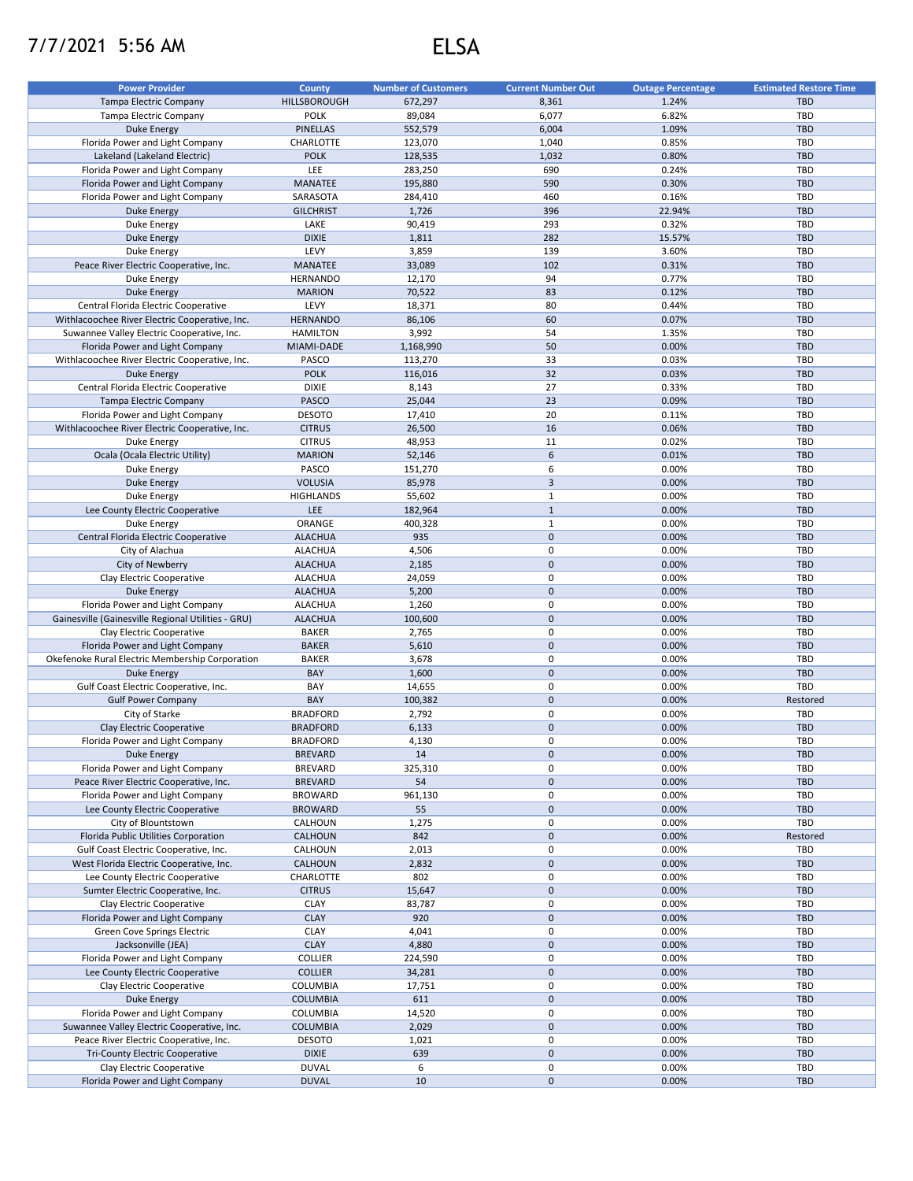7/7/2021 5:56 AM

# ELSA

| Power Provider | County | Number of Customers | Current Number Out | Outage Percentage | Estimated Restore Time |
|---|---|---|---|---|---|
| Tampa Electric Company | HILLSBOROUGH | 672,297 | 8,361 | 1.24% | TBD |
| Tampa Electric Company | POLK | 89,084 | 6,077 | 6.82% | TBD |
| Duke Energy | PINELLAS | 552,579 | 6,004 | 1.09% | TBD |
| Florida Power and Light Company | CHARLOTTE | 123,070 | 1,040 | 0.85% | TBD |
| Lakeland (Lakeland Electric) | POLK | 128,535 | 1,032 | 0.80% | TBD |
| Florida Power and Light Company | LEE | 283,250 | 690 | 0.24% | TBD |
| Florida Power and Light Company | MANATEE | 195,880 | 590 | 0.30% | TBD |
| Florida Power and Light Company | SARASOTA | 284,410 | 460 | 0.16% | TBD |
| Duke Energy | GILCHRIST | 1,726 | 396 | 22.94% | TBD |
| Duke Energy | LAKE | 90,419 | 293 | 0.32% | TBD |
| Duke Energy | DIXIE | 1,811 | 282 | 15.57% | TBD |
| Duke Energy | LEVY | 3,859 | 139 | 3.60% | TBD |
| Peace River Electric Cooperative, Inc. | MANATEE | 33,089 | 102 | 0.31% | TBD |
| Duke Energy | HERNANDO | 12,170 | 94 | 0.77% | TBD |
| Duke Energy | MARION | 70,522 | 83 | 0.12% | TBD |
| Central Florida Electric Cooperative | LEVY | 18,371 | 80 | 0.44% | TBD |
| Withlacoochee River Electric Cooperative, Inc. | HERNANDO | 86,106 | 60 | 0.07% | TBD |
| Suwannee Valley Electric Cooperative, Inc. | HAMILTON | 3,992 | 54 | 1.35% | TBD |
| Florida Power and Light Company | MIAMI-DADE | 1,168,990 | 50 | 0.00% | TBD |
| Withlacoochee River Electric Cooperative, Inc. | PASCO | 113,270 | 33 | 0.03% | TBD |
| Duke Energy | POLK | 116,016 | 32 | 0.03% | TBD |
| Central Florida Electric Cooperative | DIXIE | 8,143 | 27 | 0.33% | TBD |
| Tampa Electric Company | PASCO | 25,044 | 23 | 0.09% | TBD |
| Florida Power and Light Company | DESOTO | 17,410 | 20 | 0.11% | TBD |
| Withlacoochee River Electric Cooperative, Inc. | CITRUS | 26,500 | 16 | 0.06% | TBD |
| Duke Energy | CITRUS | 48,953 | 11 | 0.02% | TBD |
| Ocala (Ocala Electric Utility) | MARION | 52,146 | 6 | 0.01% | TBD |
| Duke Energy | PASCO | 151,270 | 6 | 0.00% | TBD |
| Duke Energy | VOLUSIA | 85,978 | 3 | 0.00% | TBD |
| Duke Energy | HIGHLANDS | 55,602 | 1 | 0.00% | TBD |
| Lee County Electric Cooperative | LEE | 182,964 | 1 | 0.00% | TBD |
| Duke Energy | ORANGE | 400,328 | 1 | 0.00% | TBD |
| Central Florida Electric Cooperative | ALACHUA | 935 | 0 | 0.00% | TBD |
| City of Alachua | ALACHUA | 4,506 | 0 | 0.00% | TBD |
| City of Newberry | ALACHUA | 2,185 | 0 | 0.00% | TBD |
| Clay Electric Cooperative | ALACHUA | 24,059 | 0 | 0.00% | TBD |
| Duke Energy | ALACHUA | 5,200 | 0 | 0.00% | TBD |
| Florida Power and Light Company | ALACHUA | 1,260 | 0 | 0.00% | TBD |
| Gainesville (Gainesville Regional Utilities - GRU) | ALACHUA | 100,600 | 0 | 0.00% | TBD |
| Clay Electric Cooperative | BAKER | 2,765 | 0 | 0.00% | TBD |
| Florida Power and Light Company | BAKER | 5,610 | 0 | 0.00% | TBD |
| Okefenoke Rural Electric Membership Corporation | BAKER | 3,678 | 0 | 0.00% | TBD |
| Duke Energy | BAY | 1,600 | 0 | 0.00% | TBD |
| Gulf Coast Electric Cooperative, Inc. | BAY | 14,655 | 0 | 0.00% | TBD |
| Gulf Power Company | BAY | 100,382 | 0 | 0.00% | Restored |
| City of Starke | BRADFORD | 2,792 | 0 | 0.00% | TBD |
| Clay Electric Cooperative | BRADFORD | 6,133 | 0 | 0.00% | TBD |
| Florida Power and Light Company | BRADFORD | 4,130 | 0 | 0.00% | TBD |
| Duke Energy | BREVARD | 14 | 0 | 0.00% | TBD |
| Florida Power and Light Company | BREVARD | 325,310 | 0 | 0.00% | TBD |
| Peace River Electric Cooperative, Inc. | BREVARD | 54 | 0 | 0.00% | TBD |
| Florida Power and Light Company | BROWARD | 961,130 | 0 | 0.00% | TBD |
| Lee County Electric Cooperative | BROWARD | 55 | 0 | 0.00% | TBD |
| City of Blountstown | CALHOUN | 1,275 | 0 | 0.00% | TBD |
| Florida Public Utilities Corporation | CALHOUN | 842 | 0 | 0.00% | Restored |
| Gulf Coast Electric Cooperative, Inc. | CALHOUN | 2,013 | 0 | 0.00% | TBD |
| West Florida Electric Cooperative, Inc. | CALHOUN | 2,832 | 0 | 0.00% | TBD |
| Lee County Electric Cooperative | CHARLOTTE | 802 | 0 | 0.00% | TBD |
| Sumter Electric Cooperative, Inc. | CITRUS | 15,647 | 0 | 0.00% | TBD |
| Clay Electric Cooperative | CLAY | 83,787 | 0 | 0.00% | TBD |
| Florida Power and Light Company | CLAY | 920 | 0 | 0.00% | TBD |
| Green Cove Springs Electric | CLAY | 4,041 | 0 | 0.00% | TBD |
| Jacksonville (JEA) | CLAY | 4,880 | 0 | 0.00% | TBD |
| Florida Power and Light Company | COLLIER | 224,590 | 0 | 0.00% | TBD |
| Lee County Electric Cooperative | COLLIER | 34,281 | 0 | 0.00% | TBD |
| Clay Electric Cooperative | COLUMBIA | 17,751 | 0 | 0.00% | TBD |
| Duke Energy | COLUMBIA | 611 | 0 | 0.00% | TBD |
| Florida Power and Light Company | COLUMBIA | 14,520 | 0 | 0.00% | TBD |
| Suwannee Valley Electric Cooperative, Inc. | COLUMBIA | 2,029 | 0 | 0.00% | TBD |
| Peace River Electric Cooperative, Inc. | DESOTO | 1,021 | 0 | 0.00% | TBD |
| Tri-County Electric Cooperative | DIXIE | 639 | 0 | 0.00% | TBD |
| Clay Electric Cooperative | DUVAL | 6 | 0 | 0.00% | TBD |
| Florida Power and Light Company | DUVAL | 10 | 0 | 0.00% | TBD |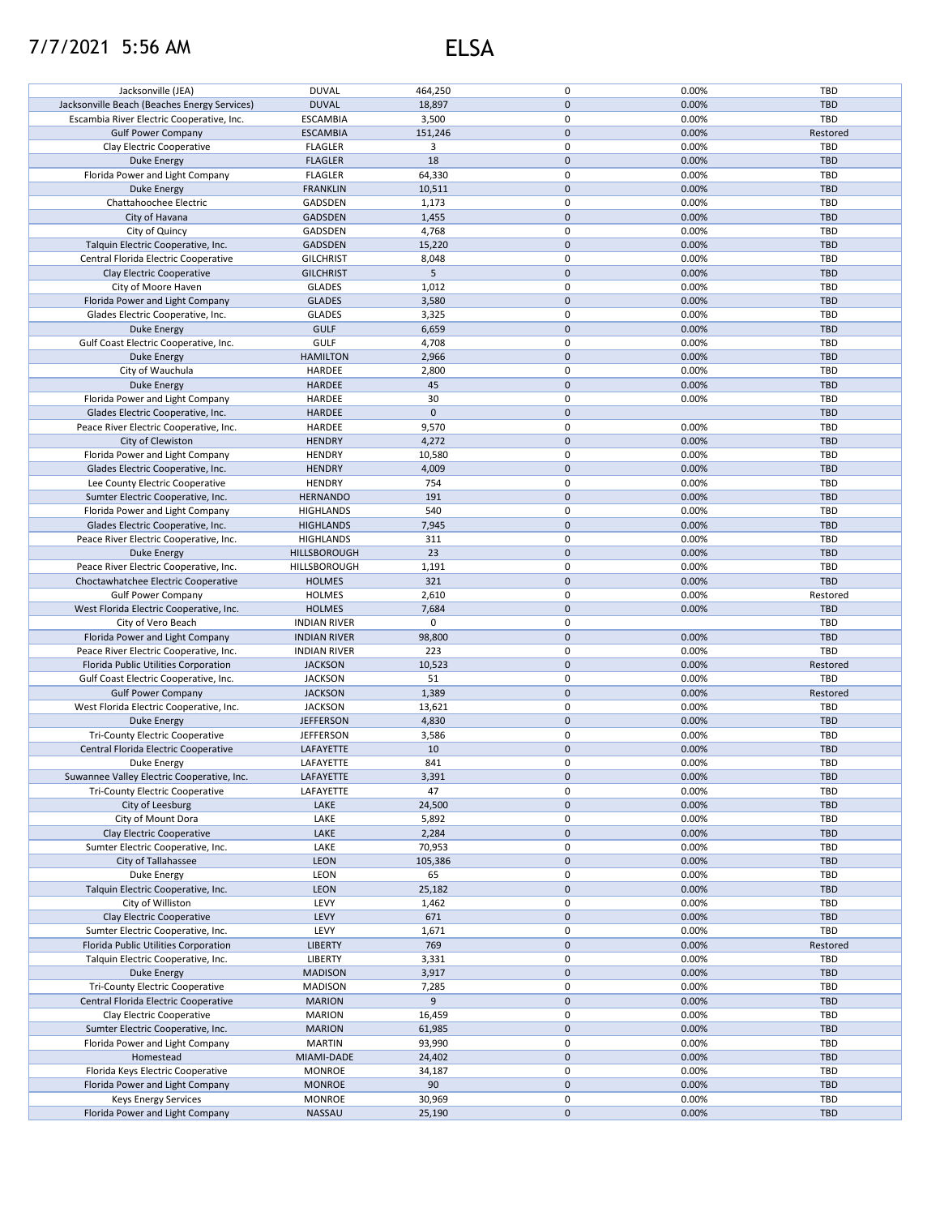# 7/7/2021 5:56 AM ELSA

| | | | | | |
|---|---|---|---|---|---|
| Jacksonville (JEA) | DUVAL | 464,250 | 0 | 0.00% | TBD |
| Jacksonville Beach (Beaches Energy Services) | DUVAL | 18,897 | 0 | 0.00% | TBD |
| Escambia River Electric Cooperative, Inc. | ESCAMBIA | 3,500 | 0 | 0.00% | TBD |
| Gulf Power Company | ESCAMBIA | 151,246 | 0 | 0.00% | Restored |
| Clay Electric Cooperative | FLAGLER | 3 | 0 | 0.00% | TBD |
| Duke Energy | FLAGLER | 18 | 0 | 0.00% | TBD |
| Florida Power and Light Company | FLAGLER | 64,330 | 0 | 0.00% | TBD |
| Duke Energy | FRANKLIN | 10,511 | 0 | 0.00% | TBD |
| Chattahoochee Electric | GADSDEN | 1,173 | 0 | 0.00% | TBD |
| City of Havana | GADSDEN | 1,455 | 0 | 0.00% | TBD |
| City of Quincy | GADSDEN | 4,768 | 0 | 0.00% | TBD |
| Talquin Electric Cooperative, Inc. | GADSDEN | 15,220 | 0 | 0.00% | TBD |
| Central Florida Electric Cooperative | GILCHRIST | 8,048 | 0 | 0.00% | TBD |
| Clay Electric Cooperative | GILCHRIST | 5 | 0 | 0.00% | TBD |
| City of Moore Haven | GLADES | 1,012 | 0 | 0.00% | TBD |
| Florida Power and Light Company | GLADES | 3,580 | 0 | 0.00% | TBD |
| Glades Electric Cooperative, Inc. | GLADES | 3,325 | 0 | 0.00% | TBD |
| Duke Energy | GULF | 6,659 | 0 | 0.00% | TBD |
| Gulf Coast Electric Cooperative, Inc. | GULF | 4,708 | 0 | 0.00% | TBD |
| Duke Energy | HAMILTON | 2,966 | 0 | 0.00% | TBD |
| City of Wauchula | HARDEE | 2,800 | 0 | 0.00% | TBD |
| Duke Energy | HARDEE | 45 | 0 | 0.00% | TBD |
| Florida Power and Light Company | HARDEE | 30 | 0 | 0.00% | TBD |
| Glades Electric Cooperative, Inc. | HARDEE | 0 | 0 | | TBD |
| Peace River Electric Cooperative, Inc. | HARDEE | 9,570 | 0 | 0.00% | TBD |
| City of Clewiston | HENDRY | 4,272 | 0 | 0.00% | TBD |
| Florida Power and Light Company | HENDRY | 10,580 | 0 | 0.00% | TBD |
| Glades Electric Cooperative, Inc. | HENDRY | 4,009 | 0 | 0.00% | TBD |
| Lee County Electric Cooperative | HENDRY | 754 | 0 | 0.00% | TBD |
| Sumter Electric Cooperative, Inc. | HERNANDO | 191 | 0 | 0.00% | TBD |
| Florida Power and Light Company | HIGHLANDS | 540 | 0 | 0.00% | TBD |
| Glades Electric Cooperative, Inc. | HIGHLANDS | 7,945 | 0 | 0.00% | TBD |
| Peace River Electric Cooperative, Inc. | HIGHLANDS | 311 | 0 | 0.00% | TBD |
| Duke Energy | HILLSBOROUGH | 23 | 0 | 0.00% | TBD |
| Peace River Electric Cooperative, Inc. | HILLSBOROUGH | 1,191 | 0 | 0.00% | TBD |
| Choctawhatchee Electric Cooperative | HOLMES | 321 | 0 | 0.00% | TBD |
| Gulf Power Company | HOLMES | 2,610 | 0 | 0.00% | Restored |
| West Florida Electric Cooperative, Inc. | HOLMES | 7,684 | 0 | 0.00% | TBD |
| City of Vero Beach | INDIAN RIVER | 0 | 0 | | TBD |
| Florida Power and Light Company | INDIAN RIVER | 98,800 | 0 | 0.00% | TBD |
| Peace River Electric Cooperative, Inc. | INDIAN RIVER | 223 | 0 | 0.00% | TBD |
| Florida Public Utilities Corporation | JACKSON | 10,523 | 0 | 0.00% | Restored |
| Gulf Coast Electric Cooperative, Inc. | JACKSON | 51 | 0 | 0.00% | TBD |
| Gulf Power Company | JACKSON | 1,389 | 0 | 0.00% | Restored |
| West Florida Electric Cooperative, Inc. | JACKSON | 13,621 | 0 | 0.00% | TBD |
| Duke Energy | JEFFERSON | 4,830 | 0 | 0.00% | TBD |
| Tri-County Electric Cooperative | JEFFERSON | 3,586 | 0 | 0.00% | TBD |
| Central Florida Electric Cooperative | LAFAYETTE | 10 | 0 | 0.00% | TBD |
| Duke Energy | LAFAYETTE | 841 | 0 | 0.00% | TBD |
| Suwannee Valley Electric Cooperative, Inc. | LAFAYETTE | 3,391 | 0 | 0.00% | TBD |
| Tri-County Electric Cooperative | LAFAYETTE | 47 | 0 | 0.00% | TBD |
| City of Leesburg | LAKE | 24,500 | 0 | 0.00% | TBD |
| City of Mount Dora | LAKE | 5,892 | 0 | 0.00% | TBD |
| Clay Electric Cooperative | LAKE | 2,284 | 0 | 0.00% | TBD |
| Sumter Electric Cooperative, Inc. | LAKE | 70,953 | 0 | 0.00% | TBD |
| City of Tallahassee | LEON | 105,386 | 0 | 0.00% | TBD |
| Duke Energy | LEON | 65 | 0 | 0.00% | TBD |
| Talquin Electric Cooperative, Inc. | LEON | 25,182 | 0 | 0.00% | TBD |
| City of Williston | LEVY | 1,462 | 0 | 0.00% | TBD |
| Clay Electric Cooperative | LEVY | 671 | 0 | 0.00% | TBD |
| Sumter Electric Cooperative, Inc. | LEVY | 1,671 | 0 | 0.00% | TBD |
| Florida Public Utilities Corporation | LIBERTY | 769 | 0 | 0.00% | Restored |
| Talquin Electric Cooperative, Inc. | LIBERTY | 3,331 | 0 | 0.00% | TBD |
| Duke Energy | MADISON | 3,917 | 0 | 0.00% | TBD |
| Tri-County Electric Cooperative | MADISON | 7,285 | 0 | 0.00% | TBD |
| Central Florida Electric Cooperative | MARION | 9 | 0 | 0.00% | TBD |
| Clay Electric Cooperative | MARION | 16,459 | 0 | 0.00% | TBD |
| Sumter Electric Cooperative, Inc. | MARION | 61,985 | 0 | 0.00% | TBD |
| Florida Power and Light Company | MARTIN | 93,990 | 0 | 0.00% | TBD |
| Homestead | MIAMI-DADE | 24,402 | 0 | 0.00% | TBD |
| Florida Keys Electric Cooperative | MONROE | 34,187 | 0 | 0.00% | TBD |
| Florida Power and Light Company | MONROE | 90 | 0 | 0.00% | TBD |
| Keys Energy Services | MONROE | 30,969 | 0 | 0.00% | TBD |
| Florida Power and Light Company | NASSAU | 25,190 | 0 | 0.00% | TBD |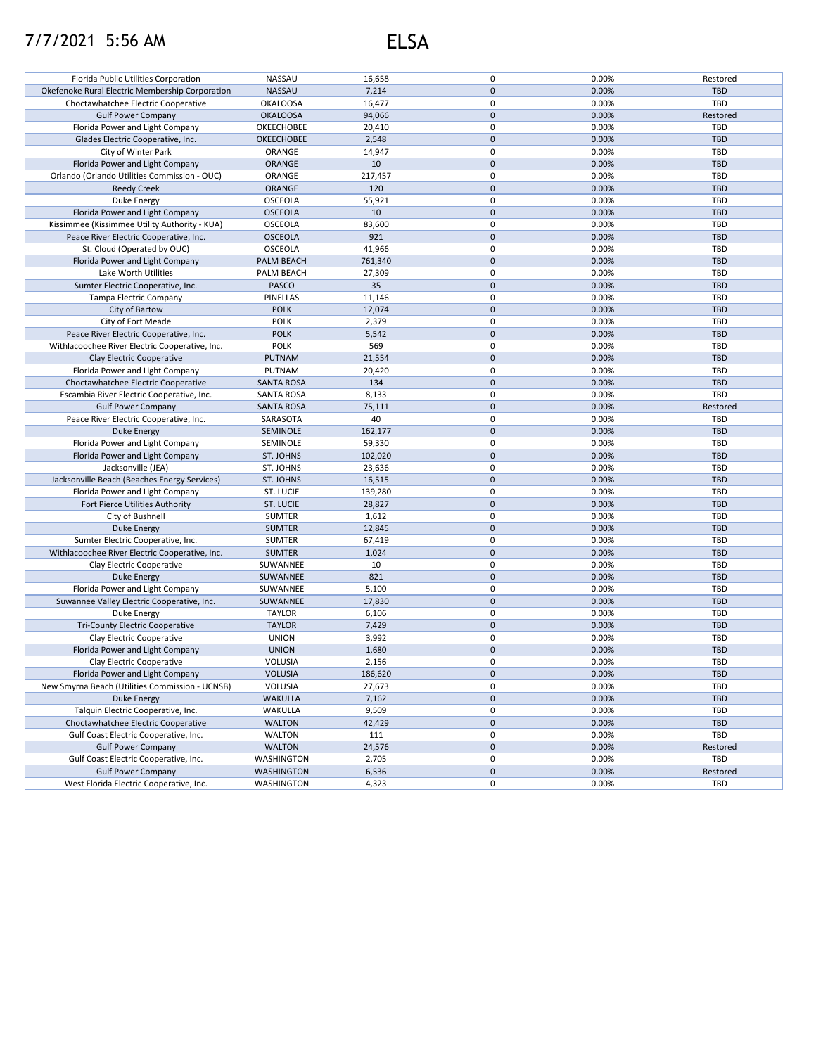# 7/7/2021 5:56 AM ELSA

| | | | | | |
|---|---|---|---|---|---|
| Florida Public Utilities Corporation | NASSAU | 16,658 | 0 | 0.00% | Restored |
| Okefenoke Rural Electric Membership Corporation | NASSAU | 7,214 | 0 | 0.00% | TBD |
| Choctawhatchee Electric Cooperative | OKALOOSA | 16,477 | 0 | 0.00% | TBD |
| Gulf Power Company | OKALOOSA | 94,066 | 0 | 0.00% | Restored |
| Florida Power and Light Company | OKEECHOBEE | 20,410 | 0 | 0.00% | TBD |
| Glades Electric Cooperative, Inc. | OKEECHOBEE | 2,548 | 0 | 0.00% | TBD |
| City of Winter Park | ORANGE | 14,947 | 0 | 0.00% | TBD |
| Florida Power and Light Company | ORANGE | 10 | 0 | 0.00% | TBD |
| Orlando (Orlando Utilities Commission - OUC) | ORANGE | 217,457 | 0 | 0.00% | TBD |
| Reedy Creek | ORANGE | 120 | 0 | 0.00% | TBD |
| Duke Energy | OSCEOLA | 55,921 | 0 | 0.00% | TBD |
| Florida Power and Light Company | OSCEOLA | 10 | 0 | 0.00% | TBD |
| Kissimmee (Kissimmee Utility Authority - KUA) | OSCEOLA | 83,600 | 0 | 0.00% | TBD |
| Peace River Electric Cooperative, Inc. | OSCEOLA | 921 | 0 | 0.00% | TBD |
| St. Cloud (Operated by OUC) | OSCEOLA | 41,966 | 0 | 0.00% | TBD |
| Florida Power and Light Company | PALM BEACH | 761,340 | 0 | 0.00% | TBD |
| Lake Worth Utilities | PALM BEACH | 27,309 | 0 | 0.00% | TBD |
| Sumter Electric Cooperative, Inc. | PASCO | 35 | 0 | 0.00% | TBD |
| Tampa Electric Company | PINELLAS | 11,146 | 0 | 0.00% | TBD |
| City of Bartow | POLK | 12,074 | 0 | 0.00% | TBD |
| City of Fort Meade | POLK | 2,379 | 0 | 0.00% | TBD |
| Peace River Electric Cooperative, Inc. | POLK | 5,542 | 0 | 0.00% | TBD |
| Withlacoochee River Electric Cooperative, Inc. | POLK | 569 | 0 | 0.00% | TBD |
| Clay Electric Cooperative | PUTNAM | 21,554 | 0 | 0.00% | TBD |
| Florida Power and Light Company | PUTNAM | 20,420 | 0 | 0.00% | TBD |
| Choctawhatchee Electric Cooperative | SANTA ROSA | 134 | 0 | 0.00% | TBD |
| Escambia River Electric Cooperative, Inc. | SANTA ROSA | 8,133 | 0 | 0.00% | TBD |
| Gulf Power Company | SANTA ROSA | 75,111 | 0 | 0.00% | Restored |
| Peace River Electric Cooperative, Inc. | SARASOTA | 40 | 0 | 0.00% | TBD |
| Duke Energy | SEMINOLE | 162,177 | 0 | 0.00% | TBD |
| Florida Power and Light Company | SEMINOLE | 59,330 | 0 | 0.00% | TBD |
| Florida Power and Light Company | ST. JOHNS | 102,020 | 0 | 0.00% | TBD |
| Jacksonville (JEA) | ST. JOHNS | 23,636 | 0 | 0.00% | TBD |
| Jacksonville Beach (Beaches Energy Services) | ST. JOHNS | 16,515 | 0 | 0.00% | TBD |
| Florida Power and Light Company | ST. LUCIE | 139,280 | 0 | 0.00% | TBD |
| Fort Pierce Utilities Authority | ST. LUCIE | 28,827 | 0 | 0.00% | TBD |
| City of Bushnell | SUMTER | 1,612 | 0 | 0.00% | TBD |
| Duke Energy | SUMTER | 12,845 | 0 | 0.00% | TBD |
| Sumter Electric Cooperative, Inc. | SUMTER | 67,419 | 0 | 0.00% | TBD |
| Withlacoochee River Electric Cooperative, Inc. | SUMTER | 1,024 | 0 | 0.00% | TBD |
| Clay Electric Cooperative | SUWANNEE | 10 | 0 | 0.00% | TBD |
| Duke Energy | SUWANNEE | 821 | 0 | 0.00% | TBD |
| Florida Power and Light Company | SUWANNEE | 5,100 | 0 | 0.00% | TBD |
| Suwannee Valley Electric Cooperative, Inc. | SUWANNEE | 17,830 | 0 | 0.00% | TBD |
| Duke Energy | TAYLOR | 6,106 | 0 | 0.00% | TBD |
| Tri-County Electric Cooperative | TAYLOR | 7,429 | 0 | 0.00% | TBD |
| Clay Electric Cooperative | UNION | 3,992 | 0 | 0.00% | TBD |
| Florida Power and Light Company | UNION | 1,680 | 0 | 0.00% | TBD |
| Clay Electric Cooperative | VOLUSIA | 2,156 | 0 | 0.00% | TBD |
| Florida Power and Light Company | VOLUSIA | 186,620 | 0 | 0.00% | TBD |
| New Smyrna Beach (Utilities Commission - UCNSB) | VOLUSIA | 27,673 | 0 | 0.00% | TBD |
| Duke Energy | WAKULLA | 7,162 | 0 | 0.00% | TBD |
| Talquin Electric Cooperative, Inc. | WAKULLA | 9,509 | 0 | 0.00% | TBD |
| Choctawhatchee Electric Cooperative | WALTON | 42,429 | 0 | 0.00% | TBD |
| Gulf Coast Electric Cooperative, Inc. | WALTON | 111 | 0 | 0.00% | TBD |
| Gulf Power Company | WALTON | 24,576 | 0 | 0.00% | Restored |
| Gulf Coast Electric Cooperative, Inc. | WASHINGTON | 2,705 | 0 | 0.00% | TBD |
| Gulf Power Company | WASHINGTON | 6,536 | 0 | 0.00% | Restored |
| West Florida Electric Cooperative, Inc. | WASHINGTON | 4,323 | 0 | 0.00% | TBD |